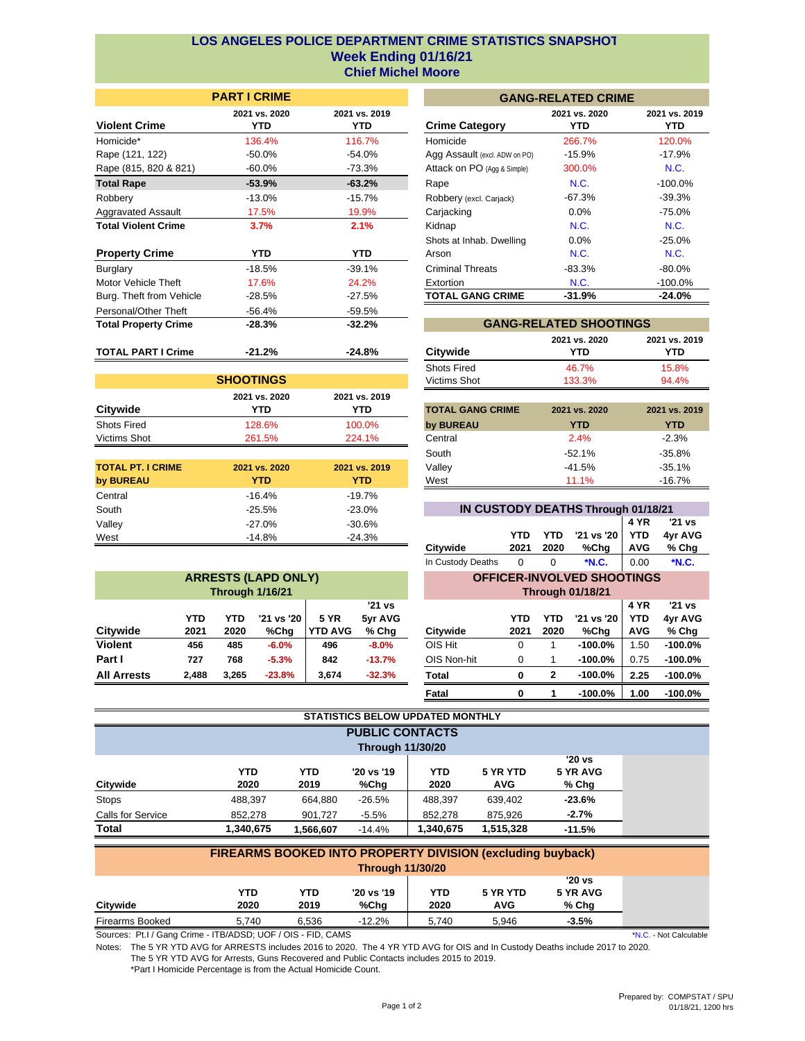# LOS ANGELES POLICE DEPARTMENT CRIME STATISTICS SNAPSHOT
## Week Ending 01/16/21
## Chief Michel Moore

### PART I CRIME

| Violent Crime | 2021 vs. 2020 YTD | 2021 vs. 2019 YTD |
|---|---|---|
| Homicide* | 136.4% | 116.7% |
| Rape (121, 122) | -50.0% | -54.0% |
| Rape (815, 820 & 821) | -60.0% | -73.3% |
| **Total Rape** | **-53.9%** | **-63.2%** |
| Robbery | -13.0% | -15.7% |
| Aggravated Assault | 17.5% | 19.9% |
| **Total Violent Crime** | **3.7%** | **2.1%** |
| **Property Crime** | **YTD** | **YTD** |
| Burglary | -18.5% | -39.1% |
| Motor Vehicle Theft | 17.6% | 24.2% |
| Burg. Theft from Vehicle | -28.5% | -27.5% |
| Personal/Other Theft | -56.4% | -59.5% |
| **Total Property Crime** | **-28.3%** | **-32.2%** |
| **TOTAL PART I Crime** | **-21.2%** | **-24.8%** |

### SHOOTINGS

| Citywide | 2021 vs. 2020 YTD | 2021 vs. 2019 YTD |
|---|---|---|
| Shots Fired | 128.6% | 100.0% |
| Victims Shot | 261.5% | 224.1% |

| TOTAL PT. I CRIME by BUREAU | 2021 vs. 2020 YTD | 2021 vs. 2019 YTD |
|---|---|---|
| Central | -16.4% | -19.7% |
| South | -25.5% | -23.0% |
| Valley | -27.0% | -30.6% |
| West | -14.8% | -24.3% |

### ARRESTS (LAPD ONLY)
Through 1/16/21

| Citywide | YTD 2021 | YTD 2020 | '21 vs '20 %Chg | 5 YR YTD AVG | '21 vs 5yr AVG % Chg |
|---|---|---|---|---|---|
| **Violent** | **456** | **485** | **-6.0%** | **496** | **-8.0%** |
| **Part I** | **727** | **768** | **-5.3%** | **842** | **-13.7%** |
| **All Arrests** | **2,488** | **3,265** | **-23.8%** | **3,674** | **-32.3%** |

### GANG-RELATED CRIME

| Crime Category | 2021 vs. 2020 YTD | 2021 vs. 2019 YTD |
|---|---|---|
| Homicide | 266.7% | 120.0% |
| Agg Assault (excl. ADW on PO) | -15.9% | -17.9% |
| Attack on PO (Agg & Simple) | 300.0% | N.C. |
| Rape | N.C. | -100.0% |
| Robbery (excl. Carjack) | -67.3% | -39.3% |
| Carjacking | 0.0% | -75.0% |
| Kidnap | N.C. | N.C. |
| Shots at Inhab. Dwelling | 0.0% | -25.0% |
| Arson | N.C. | N.C. |
| Criminal Threats | -83.3% | -80.0% |
| Extortion | N.C. | -100.0% |
| **TOTAL GANG CRIME** | **-31.9%** | **-24.0%** |

### GANG-RELATED SHOOTINGS

| Citywide | 2021 vs. 2020 YTD | 2021 vs. 2019 YTD |
|---|---|---|
| Shots Fired | 46.7% | 15.8% |
| Victims Shot | 133.3% | 94.4% |

| TOTAL GANG CRIME by BUREAU | 2021 vs. 2020 YTD | 2021 vs. 2019 YTD |
|---|---|---|
| Central | 2.4% | -2.3% |
| South | -52.1% | -35.8% |
| Valley | -41.5% | -35.1% |
| West | 11.1% | -16.7% |

### IN CUSTODY DEATHS Through 01/18/21

| Citywide | YTD 2021 | YTD 2020 | '21 vs '20 %Chg | 4 YR YTD AVG | '21 vs 4yr AVG % Chg |
|---|---|---|---|---|---|
| In Custody Deaths | 0 | 0 | ***N.C.** | 0.00 | ***N.C.** |

### OFFICER-INVOLVED SHOOTINGS
Through 01/18/21

| Citywide | YTD 2021 | YTD 2020 | '21 vs '20 %Chg | 4 YR YTD AVG | '21 vs 4yr AVG % Chg |
|---|---|---|---|---|---|
| OIS Hit | 0 | 1 | **-100.0%** | 1.50 | **-100.0%** |
| OIS Non-hit | 0 | 1 | **-100.0%** | 0.75 | **-100.0%** |
| **Total** | **0** | **2** | **-100.0%** | **2.25** | **-100.0%** |
| **Fatal** | **0** | **1** | **-100.0%** | **1.00** | **-100.0%** |

**STATISTICS BELOW UPDATED MONTHLY**

### PUBLIC CONTACTS
Through 11/30/20

| Citywide | YTD 2020 | YTD 2019 | '20 vs '19 %Chg | YTD 2020 | 5 YR YTD AVG | '20 vs 5 YR AVG % Chg |
|---|---|---|---|---|---|---|
| Stops | 488,397 | 664,880 | -26.5% | 488,397 | 639,402 | **-23.6%** |
| Calls for Service | 852,278 | 901,727 | -5.5% | 852,278 | 875,926 | **-2.7%** |
| **Total** | **1,340,675** | **1,566,607** | -14.4% | **1,340,675** | **1,515,328** | **-11.5%** |

### FIREARMS BOOKED INTO PROPERTY DIVISION (excluding buyback)
Through 11/30/20

| Citywide | YTD 2020 | YTD 2019 | '20 vs '19 %Chg | YTD 2020 | 5 YR YTD AVG | '20 vs 5 YR AVG % Chg |
|---|---|---|---|---|---|---|
| Firearms Booked | 5,740 | 6,536 | -12.2% | 5,740 | 5,946 | **-3.5%** |

Sources: Pt.I / Gang Crime - ITB/ADSD; UOF / OIS - FID, CAMS

*N.C. - Not Calculable

Notes: The 5 YR YTD AVG for ARRESTS includes 2016 to 2020. The 4 YR YTD AVG for OIS and In Custody Deaths include 2017 to 2020.
The 5 YR YTD AVG for Arrests, Guns Recovered and Public Contacts includes 2015 to 2019.
*Part I Homicide Percentage is from the Actual Homicide Count.

Prepared by: COMPSTAT / SPU
01/18/21, 1200 hrs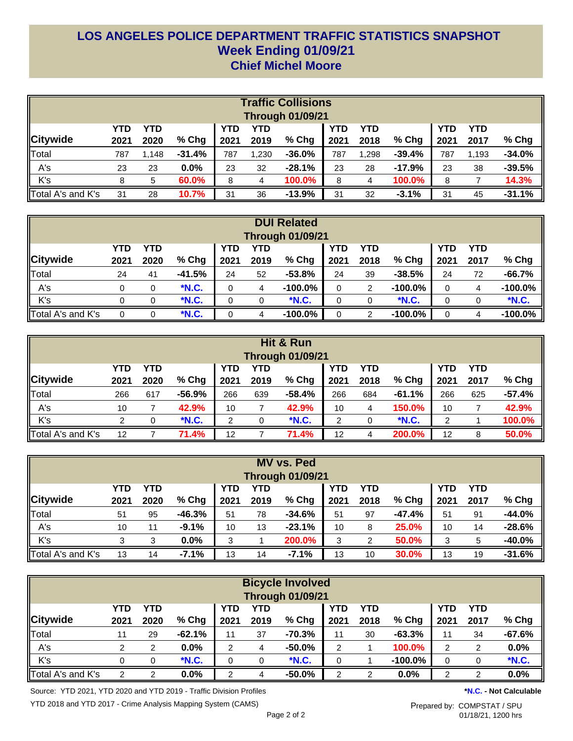# LOS ANGELES POLICE DEPARTMENT TRAFFIC STATISTICS SNAPSHOT
## Week Ending 01/09/21
## Chief Michel Moore

**Traffic Collisions**
**Through 01/09/21**

| Citywide | YTD 2021 | YTD 2020 | % Chg | YTD 2021 | YTD 2019 | % Chg | YTD 2021 | YTD 2018 | % Chg | YTD 2021 | YTD 2017 | % Chg |
|---|---|---|---|---|---|---|---|---|---|---|---|---|
| Total | 787 | 1,148 | -31.4% | 787 | 1,230 | -36.0% | 787 | 1,298 | -39.4% | 787 | 1,193 | -34.0% |
| A's | 23 | 23 | 0.0% | 23 | 32 | -28.1% | 23 | 28 | -17.9% | 23 | 38 | -39.5% |
| K's | 8 | 5 | 60.0% | 8 | 4 | 100.0% | 8 | 4 | 100.0% | 8 | 7 | 14.3% |
| Total A's and K's | 31 | 28 | 10.7% | 31 | 36 | -13.9% | 31 | 32 | -3.1% | 31 | 45 | -31.1% |

**DUI Related**
**Through 01/09/21**

| Citywide | YTD 2021 | YTD 2020 | % Chg | YTD 2021 | YTD 2019 | % Chg | YTD 2021 | YTD 2018 | % Chg | YTD 2021 | YTD 2017 | % Chg |
|---|---|---|---|---|---|---|---|---|---|---|---|---|
| Total | 24 | 41 | -41.5% | 24 | 52 | -53.8% | 24 | 39 | -38.5% | 24 | 72 | -66.7% |
| A's | 0 | 0 | *N.C. | 0 | 4 | -100.0% | 0 | 2 | -100.0% | 0 | 4 | -100.0% |
| K's | 0 | 0 | *N.C. | 0 | 0 | *N.C. | 0 | 0 | *N.C. | 0 | 0 | *N.C. |
| Total A's and K's | 0 | 0 | *N.C. | 0 | 4 | -100.0% | 0 | 2 | -100.0% | 0 | 4 | -100.0% |

**Hit & Run**
**Through 01/09/21**

| Citywide | YTD 2021 | YTD 2020 | % Chg | YTD 2021 | YTD 2019 | % Chg | YTD 2021 | YTD 2018 | % Chg | YTD 2021 | YTD 2017 | % Chg |
|---|---|---|---|---|---|---|---|---|---|---|---|---|
| Total | 266 | 617 | -56.9% | 266 | 639 | -58.4% | 266 | 684 | -61.1% | 266 | 625 | -57.4% |
| A's | 10 | 7 | 42.9% | 10 | 7 | 42.9% | 10 | 4 | 150.0% | 10 | 7 | 42.9% |
| K's | 2 | 0 | *N.C. | 2 | 0 | *N.C. | 2 | 0 | *N.C. | 2 | 1 | 100.0% |
| Total A's and K's | 12 | 7 | 71.4% | 12 | 7 | 71.4% | 12 | 4 | 200.0% | 12 | 8 | 50.0% |

**MV vs. Ped**
**Through 01/09/21**

| Citywide | YTD 2021 | YTD 2020 | % Chg | YTD 2021 | YTD 2019 | % Chg | YTD 2021 | YTD 2018 | % Chg | YTD 2021 | YTD 2017 | % Chg |
|---|---|---|---|---|---|---|---|---|---|---|---|---|
| Total | 51 | 95 | -46.3% | 51 | 78 | -34.6% | 51 | 97 | -47.4% | 51 | 91 | -44.0% |
| A's | 10 | 11 | -9.1% | 10 | 13 | -23.1% | 10 | 8 | 25.0% | 10 | 14 | -28.6% |
| K's | 3 | 3 | 0.0% | 3 | 1 | 200.0% | 3 | 2 | 50.0% | 3 | 5 | -40.0% |
| Total A's and K's | 13 | 14 | -7.1% | 13 | 14 | -7.1% | 13 | 10 | 30.0% | 13 | 19 | -31.6% |

**Bicycle Involved**
**Through 01/09/21**

| Citywide | YTD 2021 | YTD 2020 | % Chg | YTD 2021 | YTD 2019 | % Chg | YTD 2021 | YTD 2018 | % Chg | YTD 2021 | YTD 2017 | % Chg |
|---|---|---|---|---|---|---|---|---|---|---|---|---|
| Total | 11 | 29 | -62.1% | 11 | 37 | -70.3% | 11 | 30 | -63.3% | 11 | 34 | -67.6% |
| A's | 2 | 2 | 0.0% | 2 | 4 | -50.0% | 2 | 1 | 100.0% | 2 | 2 | 0.0% |
| K's | 0 | 0 | *N.C. | 0 | 0 | *N.C. | 0 | 1 | -100.0% | 0 | 0 | *N.C. |
| Total A's and K's | 2 | 2 | 0.0% | 2 | 4 | -50.0% | 2 | 2 | 0.0% | 2 | 2 | 0.0% |

Source: YTD 2021, YTD 2020 and YTD 2019 - Traffic Division Profiles

YTD 2018 and YTD 2017 - Crime Analysis Mapping System (CAMS)

*N.C. - Not Calculable

Prepared by: COMPSTAT / SPU
01/18/21, 1200 hrs